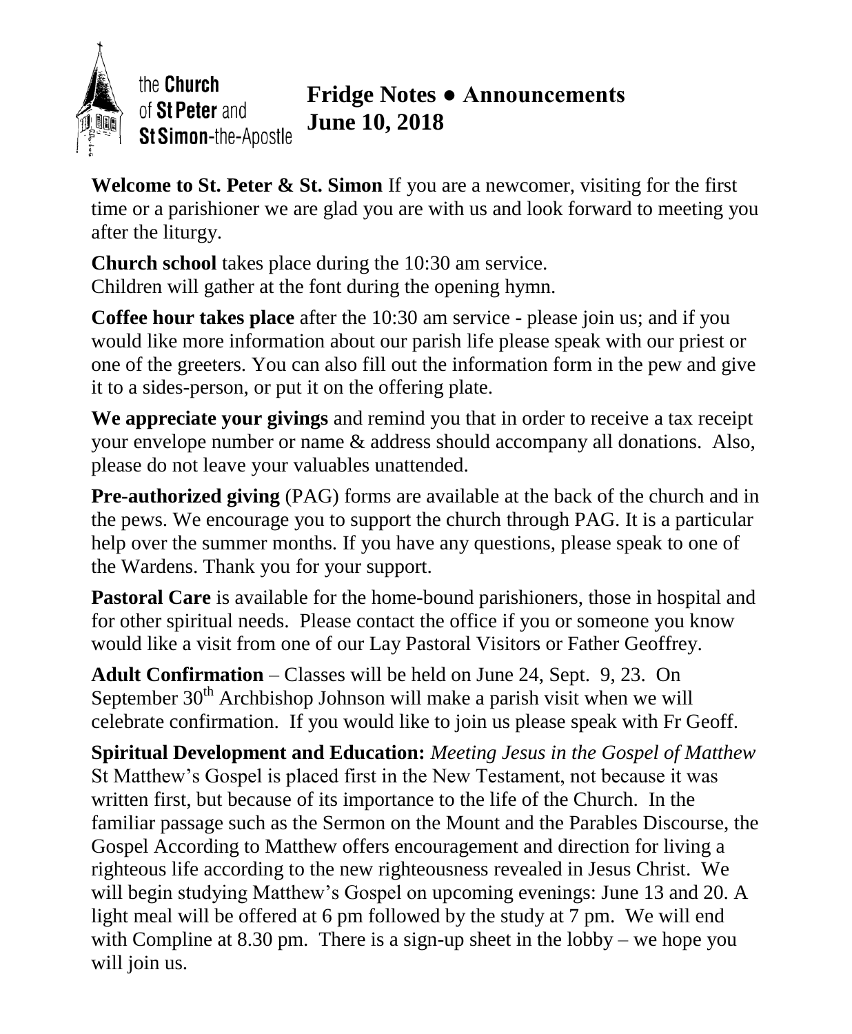the **Church** of **St Peter** and **St Simon**-the-Apostle

# Fridge Notes ● Announcements June 10, 2018

**Welcome to St. Peter & St. Simon** If you are a newcomer, visiting for the first time or a parishioner we are glad you are with us and look forward to meeting you after the liturgy.

**Church school** takes place during the 10:30 am service.
Children will gather at the font during the opening hymn.

**Coffee hour takes place** after the 10:30 am service - please join us; and if you would like more information about our parish life please speak with our priest or one of the greeters. You can also fill out the information form in the pew and give it to a sides-person, or put it on the offering plate.

**We appreciate your givings** and remind you that in order to receive a tax receipt your envelope number or name & address should accompany all donations. Also, please do not leave your valuables unattended.

**Pre-authorized giving** (PAG) forms are available at the back of the church and in the pews. We encourage you to support the church through PAG. It is a particular help over the summer months. If you have any questions, please speak to one of the Wardens. Thank you for your support.

**Pastoral Care** is available for the home-bound parishioners, those in hospital and for other spiritual needs. Please contact the office if you or someone you know would like a visit from one of our Lay Pastoral Visitors or Father Geoffrey.

**Adult Confirmation** – Classes will be held on June 24, Sept. 9, 23. On September 30th Archbishop Johnson will make a parish visit when we will celebrate confirmation. If you would like to join us please speak with Fr Geoff.

**Spiritual Development and Education:** *Meeting Jesus in the Gospel of Matthew* St Matthew's Gospel is placed first in the New Testament, not because it was written first, but because of its importance to the life of the Church. In the familiar passage such as the Sermon on the Mount and the Parables Discourse, the Gospel According to Matthew offers encouragement and direction for living a righteous life according to the new righteousness revealed in Jesus Christ. We will begin studying Matthew's Gospel on upcoming evenings: June 13 and 20. A light meal will be offered at 6 pm followed by the study at 7 pm. We will end with Compline at 8.30 pm. There is a sign-up sheet in the lobby – we hope you will join us.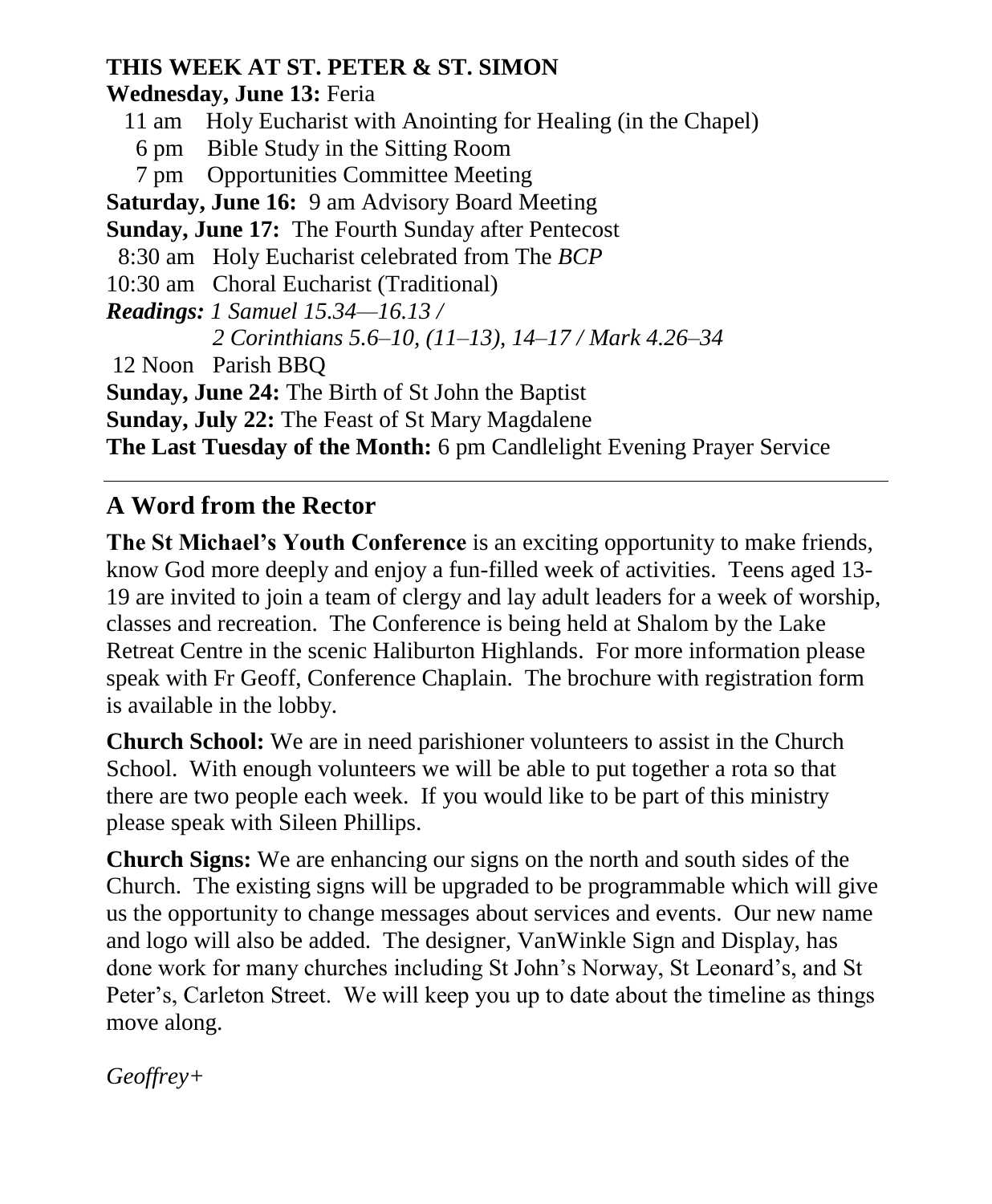**THIS WEEK AT ST. PETER & ST. SIMON**

**Wednesday, June 13:** Feria

11 am Holy Eucharist with Anointing for Healing (in the Chapel)

6 pm Bible Study in the Sitting Room

7 pm Opportunities Committee Meeting

**Saturday, June 16:** 9 am Advisory Board Meeting

**Sunday, June 17:** The Fourth Sunday after Pentecost

8:30 am Holy Eucharist celebrated from The *BCP*

10:30 am Choral Eucharist (Traditional)

***Readings:*** *1 Samuel 15.34—16.13 / 2 Corinthians 5.6–10, (11–13), 14–17 / Mark 4.26–34*

12 Noon Parish BBQ

**Sunday, June 24:** The Birth of St John the Baptist

**Sunday, July 22:** The Feast of St Mary Magdalene

**The Last Tuesday of the Month:** 6 pm Candlelight Evening Prayer Service

---

## A Word from the Rector

**The St Michael's Youth Conference** is an exciting opportunity to make friends, know God more deeply and enjoy a fun-filled week of activities. Teens aged 13-19 are invited to join a team of clergy and lay adult leaders for a week of worship, classes and recreation. The Conference is being held at Shalom by the Lake Retreat Centre in the scenic Haliburton Highlands. For more information please speak with Fr Geoff, Conference Chaplain. The brochure with registration form is available in the lobby.

**Church School:** We are in need parishioner volunteers to assist in the Church School. With enough volunteers we will be able to put together a rota so that there are two people each week. If you would like to be part of this ministry please speak with Sileen Phillips.

**Church Signs:** We are enhancing our signs on the north and south sides of the Church. The existing signs will be upgraded to be programmable which will give us the opportunity to change messages about services and events. Our new name and logo will also be added. The designer, VanWinkle Sign and Display, has done work for many churches including St John's Norway, St Leonard's, and St Peter's, Carleton Street. We will keep you up to date about the timeline as things move along.

*Geoffrey+*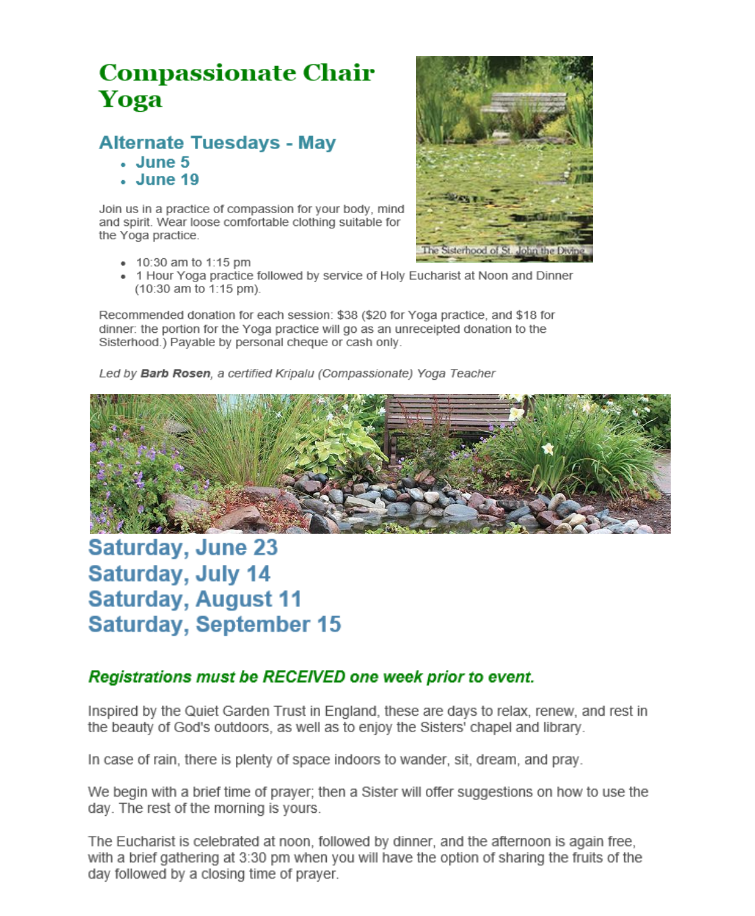# Compassionate Chair Yoga

## Alternate Tuesdays - May

- **June 5**
- **June 19**

Join us in a practice of compassion for your body, mind and spirit. Wear loose comfortable clothing suitable for the Yoga practice.

- 10:30 am to 1:15 pm
- 1 Hour Yoga practice followed by service of Holy Eucharist at Noon and Dinner (10:30 am to 1:15 pm).

Recommended donation for each session: $38 ($20 for Yoga practice, and $18 for dinner: the portion for the Yoga practice will go as an unreceipted donation to the Sisterhood.) Payable by personal cheque or cash only.

*Led by **Barb Rosen**, a certified Kripalu (Compassionate) Yoga Teacher*

## Saturday, June 23
## Saturday, July 14
## Saturday, August 11
## Saturday, September 15

***Registrations must be RECEIVED one week prior to event.***

Inspired by the Quiet Garden Trust in England, these are days to relax, renew, and rest in the beauty of God's outdoors, as well as to enjoy the Sisters' chapel and library.

In case of rain, there is plenty of space indoors to wander, sit, dream, and pray.

We begin with a brief time of prayer; then a Sister will offer suggestions on how to use the day. The rest of the morning is yours.

The Eucharist is celebrated at noon, followed by dinner, and the afternoon is again free, with a brief gathering at 3:30 pm when you will have the option of sharing the fruits of the day followed by a closing time of prayer.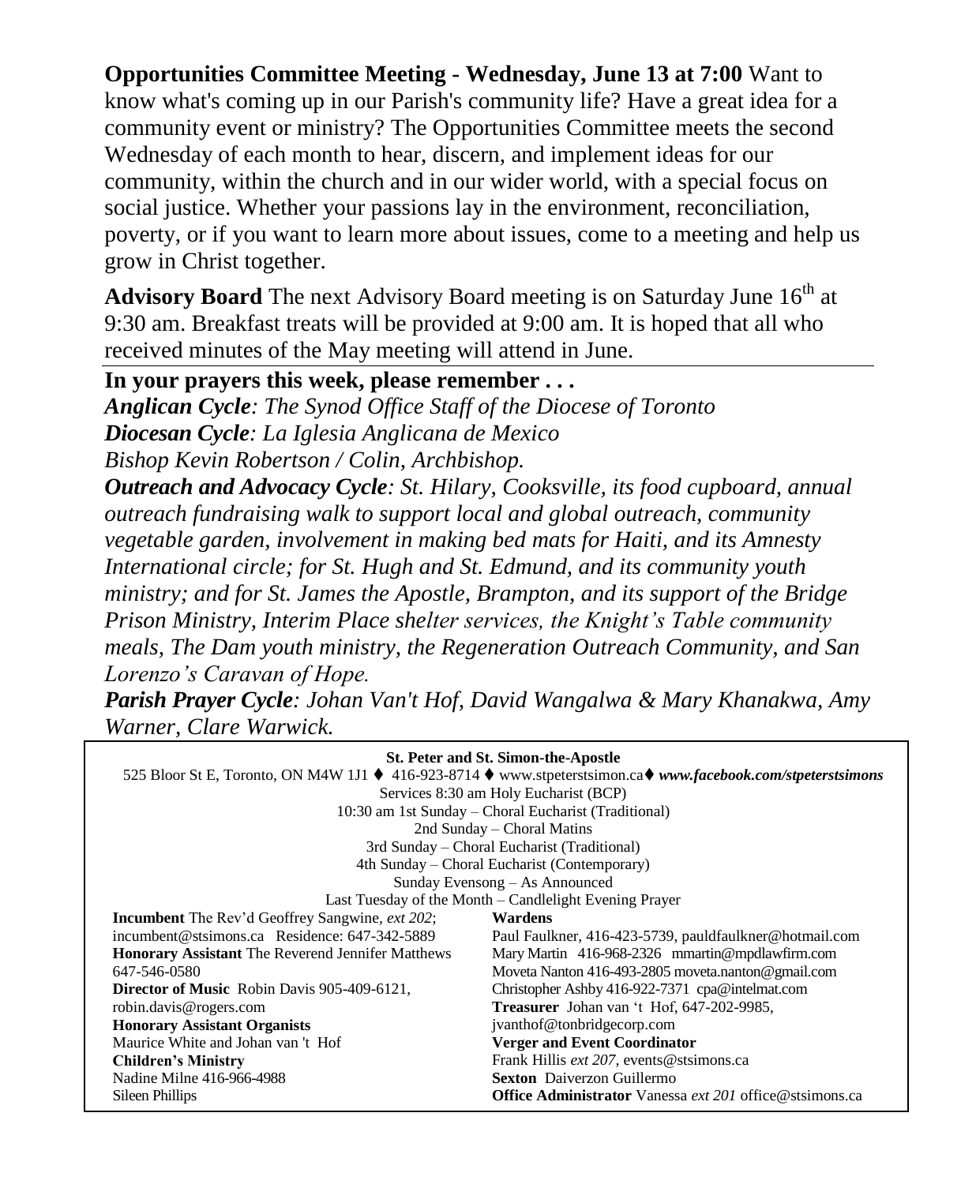**Opportunities Committee Meeting - Wednesday, June 13 at 7:00** Want to know what's coming up in our Parish's community life? Have a great idea for a community event or ministry? The Opportunities Committee meets the second Wednesday of each month to hear, discern, and implement ideas for our community, within the church and in our wider world, with a special focus on social justice. Whether your passions lay in the environment, reconciliation, poverty, or if you want to learn more about issues, come to a meeting and help us grow in Christ together.

**Advisory Board** The next Advisory Board meeting is on Saturday June 16th at 9:30 am. Breakfast treats will be provided at 9:00 am. It is hoped that all who received minutes of the May meeting will attend in June.

---

**In your prayers this week, please remember . . .**

***Anglican Cycle**: The Synod Office Staff of the Diocese of Toronto*

***Diocesan Cycle**: La Iglesia Anglicana de Mexico*

*Bishop Kevin Robertson / Colin, Archbishop.*

***Outreach and Advocacy Cycle**: St. Hilary, Cooksville, its food cupboard, annual outreach fundraising walk to support local and global outreach, community vegetable garden, involvement in making bed mats for Haiti, and its Amnesty International circle; for St. Hugh and St. Edmund, and its community youth ministry; and for St. James the Apostle, Brampton, and its support of the Bridge Prison Ministry, Interim Place shelter services, the Knight's Table community meals, The Dam youth ministry, the Regeneration Outreach Community, and San Lorenzo's Caravan of Hope.*

***Parish Prayer Cycle**: Johan Van't Hof, David Wangalwa & Mary Khanakwa, Amy Warner, Clare Warwick.*

---

**St. Peter and St. Simon-the-Apostle**

525 Bloor St E, Toronto, ON M4W 1J1 ♦ 416-923-8714 ♦ www.stpeterstsimon.ca♦ ***www.facebook.com/stpeterstsimons***

Services 8:30 am Holy Eucharist (BCP)
10:30 am 1st Sunday – Choral Eucharist (Traditional)
2nd Sunday – Choral Matins
3rd Sunday – Choral Eucharist (Traditional)
4th Sunday – Choral Eucharist (Contemporary)
Sunday Evensong – As Announced
Last Tuesday of the Month – Candlelight Evening Prayer

**Incumbent** The Rev'd Geoffrey Sangwine, *ext 202*; incumbent@stsimons.ca Residence: 647-342-5889
**Honorary Assistant** The Reverend Jennifer Matthews 647-546-0580
**Director of Music** Robin Davis 905-409-6121, robin.davis@rogers.com
**Honorary Assistant Organists**
Maurice White and Johan van 't Hof
**Children's Ministry**
Nadine Milne 416-966-4988
Sileen Phillips

**Wardens**
Paul Faulkner, 416-423-5739, pauldfaulkner@hotmail.com
Mary Martin 416-968-2326 mmartin@mpdlawfirm.com
Moveta Nanton 416-493-2805 moveta.nanton@gmail.com
Christopher Ashby 416-922-7371 cpa@intelmat.com
**Treasurer** Johan van 't Hof, 647-202-9985, jvanthof@tonbridgecorp.com
**Verger and Event Coordinator**
Frank Hillis *ext 207*, events@stsimons.ca
**Sexton** Daiverzon Guillermo
**Office Administrator** Vanessa *ext 201* office@stsimons.ca